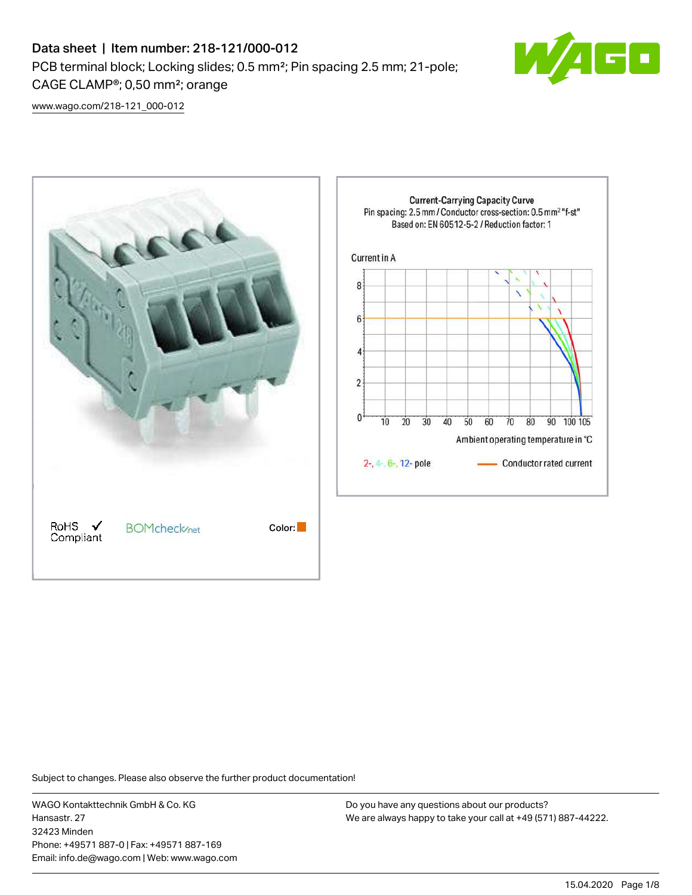# Data sheet | Item number: 218-121/000-012

PCB terminal block; Locking slides; 0.5 mm²; Pin spacing 2.5 mm; 21-pole; CAGE CLAMP®; 0,50 mm²; orange

www.wago.com/218-121_000-012

Current-Carrying Capacity Curve
Pin spacing: 2.5 mm / Conductor cross-section: 0.5 mm² "f-st"
Based on: EN 60512-5-2 / Reduction factor: 1

Current in A

Ambient operating temperature in °C

2-, 4-, 6-, 12- pole — Conductor rated current

RoHS ✓ Compliant

BOMcheck.net

Color:

Subject to changes. Please also observe the further product documentation!

WAGO Kontakttechnik GmbH & Co. KG
Hansastr. 27
32423 Minden
Phone: +49571 887-0 | Fax: +49571 887-169
Email: info.de@wago.com | Web: www.wago.com

Do you have any questions about our products?
We are always happy to take your call at +49 (571) 887-44222.

15.04.2020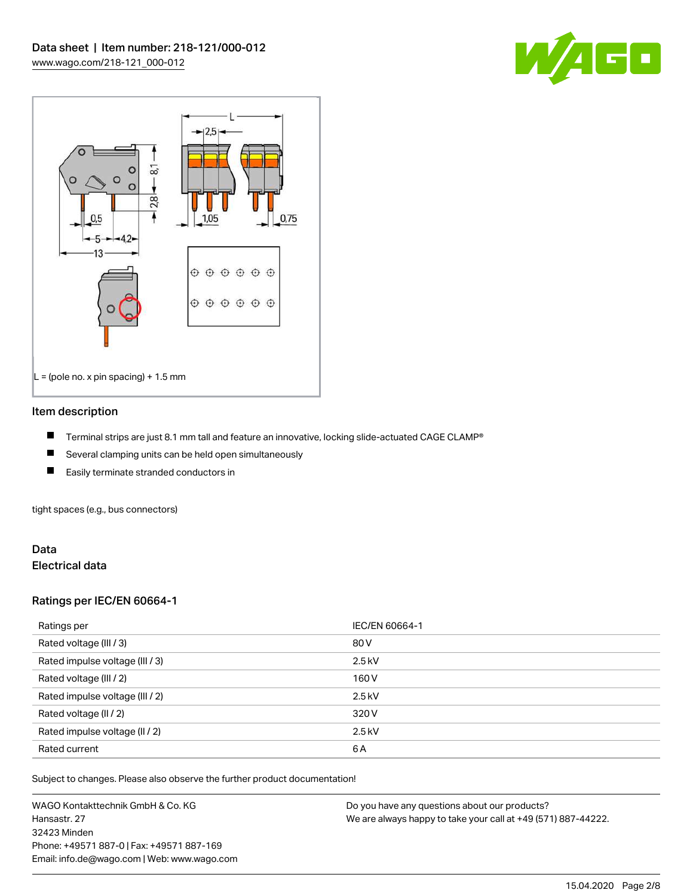L = (pole no. x pin spacing) + 1.5 mm

## Item description

- Terminal strips are just 8.1 mm tall and feature an innovative, locking slide-actuated CAGE CLAMP®
- Several clamping units can be held open simultaneously
- Easily terminate stranded conductors in

tight spaces (e.g., bus connectors)

## Data

### Electrical data

### Ratings per IEC/EN 60664-1

| Ratings per | IEC/EN 60664-1 |
| --- | --- |
| Rated voltage (III / 3) | 80 V |
| Rated impulse voltage (III / 3) | 2.5 kV |
| Rated voltage (III / 2) | 160 V |
| Rated impulse voltage (III / 2) | 2.5 kV |
| Rated voltage (II / 2) | 320 V |
| Rated impulse voltage (II / 2) | 2.5 kV |
| Rated current | 6 A |

Subject to changes. Please also observe the further product documentation!

WAGO Kontakttechnik GmbH & Co. KG
Hansastr. 27
32423 Minden
Phone: +49571 887-0 | Fax: +49571 887-169
Email: info.de@wago.com | Web: www.wago.com

Do you have any questions about our products?
We are always happy to take your call at +49 (571) 887-44222.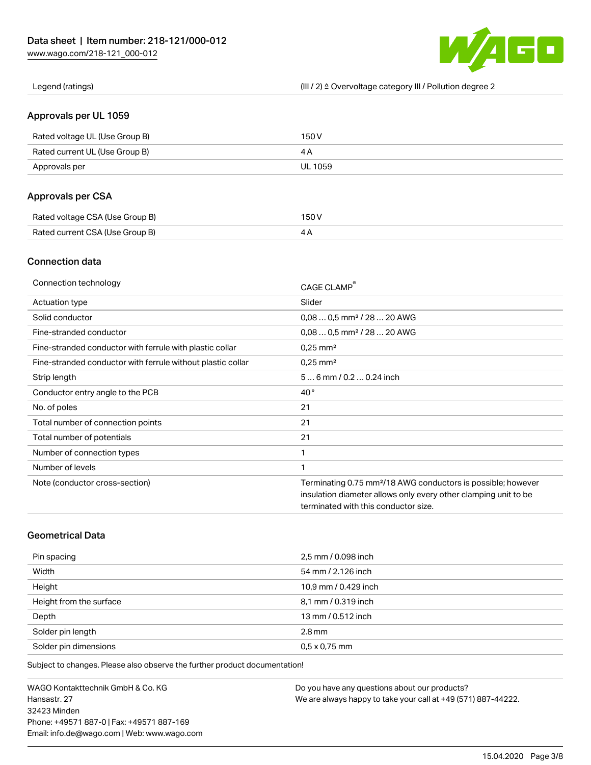| Legend (ratings) | (III / 2) ≙ Overvoltage category III / Pollution degree 2 |
| --- | --- |

## Approvals per UL 1059

| | |
| --- | --- |
| Rated voltage UL (Use Group B) | 150 V |
| Rated current UL (Use Group B) | 4 A |
| Approvals per | UL 1059 |

## Approvals per CSA

| | |
| --- | --- |
| Rated voltage CSA (Use Group B) | 150 V |
| Rated current CSA (Use Group B) | 4 A |

## Connection data

| | |
| --- | --- |
| Connection technology | CAGE CLAMP® |
| Actuation type | Slider |
| Solid conductor | 0,08 … 0,5 mm² / 28 … 20 AWG |
| Fine-stranded conductor | 0,08 … 0,5 mm² / 28 … 20 AWG |
| Fine-stranded conductor with ferrule with plastic collar | 0,25 mm² |
| Fine-stranded conductor with ferrule without plastic collar | 0,25 mm² |
| Strip length | 5 … 6 mm / 0.2 … 0.24 inch |
| Conductor entry angle to the PCB | 40 ° |
| No. of poles | 21 |
| Total number of connection points | 21 |
| Total number of potentials | 21 |
| Number of connection types | 1 |
| Number of levels | 1 |
| Note (conductor cross-section) | Terminating 0.75 mm²/18 AWG conductors is possible; however insulation diameter allows only every other clamping unit to be terminated with this conductor size. |

## Geometrical Data

| | |
| --- | --- |
| Pin spacing | 2,5 mm / 0.098 inch |
| Width | 54 mm / 2.126 inch |
| Height | 10,9 mm / 0.429 inch |
| Height from the surface | 8,1 mm / 0.319 inch |
| Depth | 13 mm / 0.512 inch |
| Solder pin length | 2.8 mm |
| Solder pin dimensions | 0,5 x 0,75 mm |

Subject to changes. Please also observe the further product documentation!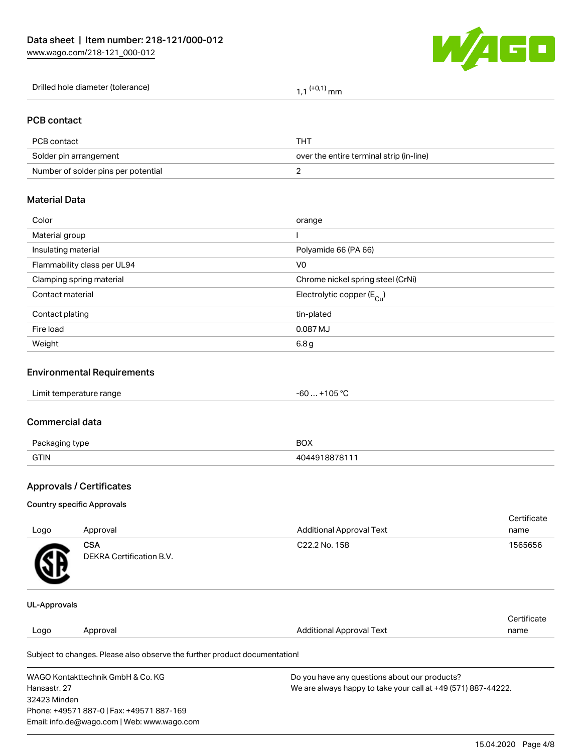| | |
|---|---|
| Drilled hole diameter (tolerance) | 1,1 $^{(+0,1)}$ mm |

## PCB contact

| | |
|---|---|
| PCB contact | THT |
| Solder pin arrangement | over the entire terminal strip (in-line) |
| Number of solder pins per potential | 2 |

## Material Data

| | |
|---|---|
| Color | orange |
| Material group | I |
| Insulating material | Polyamide 66 (PA 66) |
| Flammability class per UL94 | V0 |
| Clamping spring material | Chrome nickel spring steel (CrNi) |
| Contact material | Electrolytic copper ($E_{Cu}$) |
| Contact plating | tin-plated |
| Fire load | 0.087 MJ |
| Weight | 6.8 g |

## Environmental Requirements

| | |
|---|---|
| Limit temperature range | -60 … +105 °C |

## Commercial data

| | |
|---|---|
| Packaging type | BOX |
| GTIN | 4044918878111 |

## Approvals / Certificates

### Country specific Approvals

| Logo | Approval | Additional Approval Text | Certificate name |
|---|---|---|---|
| | **CSA** DEKRA Certification B.V. | C22.2 No. 158 | 1565656 |

### UL-Approvals

| Logo | Approval | Additional Approval Text | Certificate name |
|---|---|---|---|

Subject to changes. Please also observe the further product documentation!

WAGO Kontakttechnik GmbH & Co. KG
Hansastr. 27
32423 Minden
Phone: +49571 887-0 | Fax: +49571 887-169
Email: info.de@wago.com | Web: www.wago.com

Do you have any questions about our products?
We are always happy to take your call at +49 (571) 887-44222.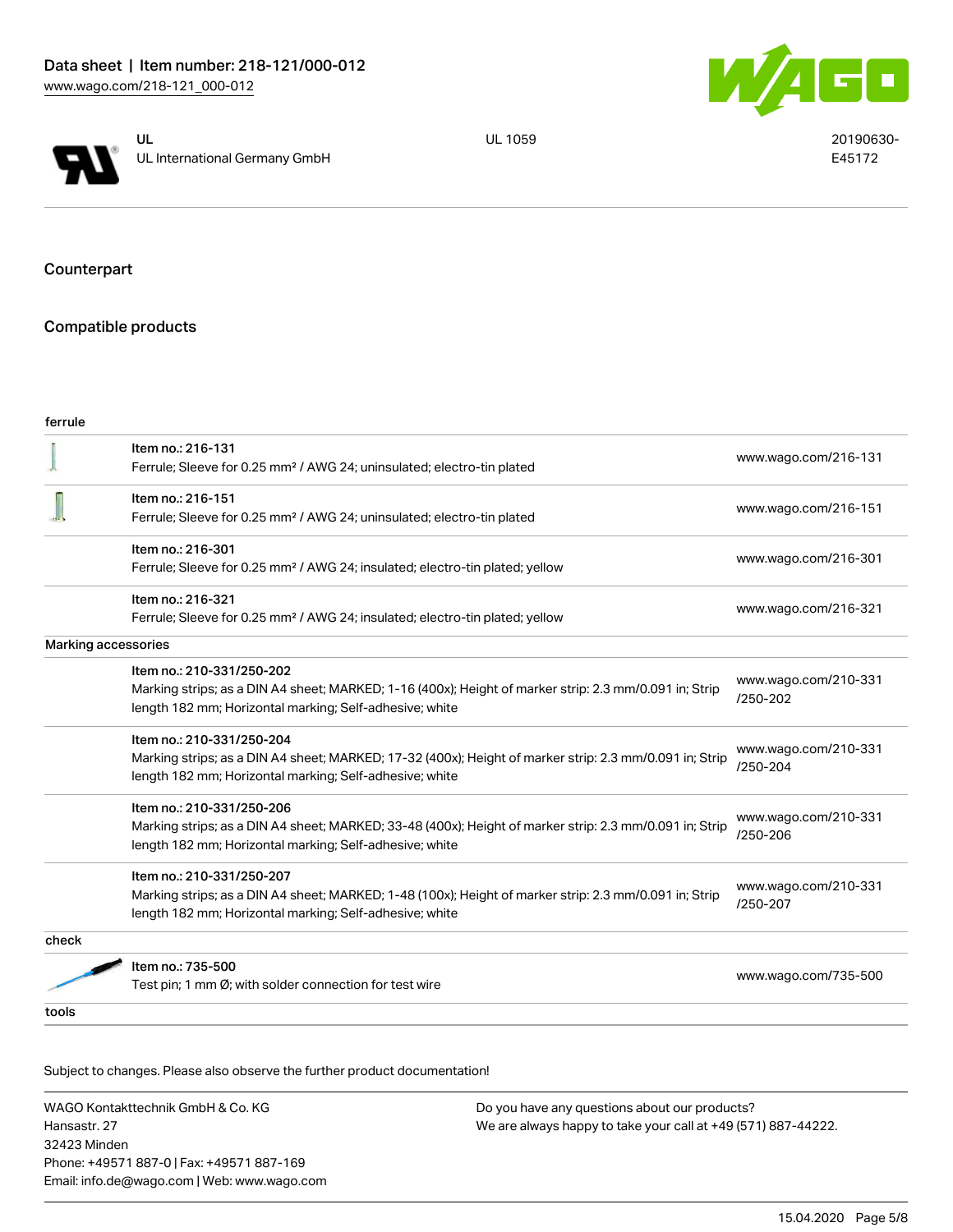| | UL<br>UL International Germany GmbH | UL 1059 | 20190630-E45172 |
|---|---|---|---|

## Counterpart

## Compatible products

| ferrule | | |
|---|---|---|
| | Item no.: 216-131<br>Ferrule; Sleeve for 0.25 mm² / AWG 24; uninsulated; electro-tin plated | www.wago.com/216-131 |
| | Item no.: 216-151<br>Ferrule; Sleeve for 0.25 mm² / AWG 24; uninsulated; electro-tin plated | www.wago.com/216-151 |
| | Item no.: 216-301<br>Ferrule; Sleeve for 0.25 mm² / AWG 24; insulated; electro-tin plated; yellow | www.wago.com/216-301 |
| | Item no.: 216-321<br>Ferrule; Sleeve for 0.25 mm² / AWG 24; insulated; electro-tin plated; yellow | www.wago.com/216-321 |
| **Marking accessories** | | |
| | Item no.: 210-331/250-202<br>Marking strips; as a DIN A4 sheet; MARKED; 1-16 (400x); Height of marker strip: 2.3 mm/0.091 in; Strip length 182 mm; Horizontal marking; Self-adhesive; white | www.wago.com/210-331/250-202 |
| | Item no.: 210-331/250-204<br>Marking strips; as a DIN A4 sheet; MARKED; 17-32 (400x); Height of marker strip: 2.3 mm/0.091 in; Strip length 182 mm; Horizontal marking; Self-adhesive; white | www.wago.com/210-331/250-204 |
| | Item no.: 210-331/250-206<br>Marking strips; as a DIN A4 sheet; MARKED; 33-48 (400x); Height of marker strip: 2.3 mm/0.091 in; Strip length 182 mm; Horizontal marking; Self-adhesive; white | www.wago.com/210-331/250-206 |
| | Item no.: 210-331/250-207<br>Marking strips; as a DIN A4 sheet; MARKED; 1-48 (100x); Height of marker strip: 2.3 mm/0.091 in; Strip length 182 mm; Horizontal marking; Self-adhesive; white | www.wago.com/210-331/250-207 |
| **check** | | |
| | Item no.: 735-500<br>Test pin; 1 mm Ø; with solder connection for test wire | www.wago.com/735-500 |
| **tools** | | |

Subject to changes. Please also observe the further product documentation!

WAGO Kontakttechnik GmbH & Co. KG
Hansastr. 27
32423 Minden
Phone: +49571 887-0 | Fax: +49571 887-169
Email: info.de@wago.com | Web: www.wago.com

Do you have any questions about our products?
We are always happy to take your call at +49 (571) 887-44222.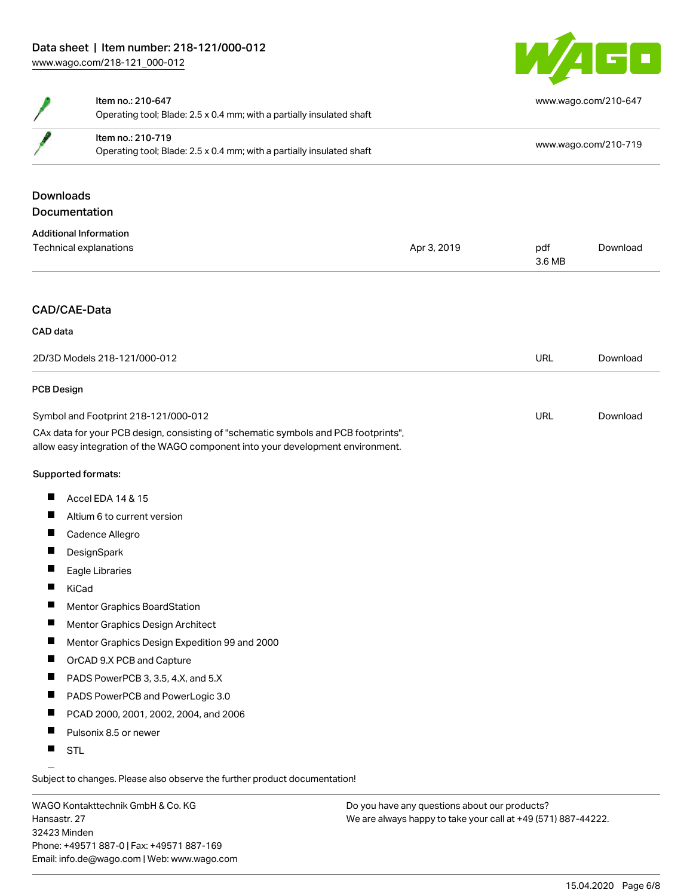| | | |
|---|---|---|
| | Item no.: 210-647<br>Operating tool; Blade: 2.5 x 0.4 mm; with a partially insulated shaft | www.wago.com/210-647 |
| | Item no.: 210-719<br>Operating tool; Blade: 2.5 x 0.4 mm; with a partially insulated shaft | www.wago.com/210-719 |

## Downloads

### Documentation

**Additional Information**

| | | | |
|---|---|---|---|
| Technical explanations | Apr 3, 2019 | pdf<br>3.6 MB | Download |

### CAD/CAE-Data

**CAD data**

| | | |
|---|---|---|
| 2D/3D Models 218-121/000-012 | URL | Download |

**PCB Design**

| | | |
|---|---|---|
| Symbol and Footprint 218-121/000-012 | URL | Download |

CAx data for your PCB design, consisting of "schematic symbols and PCB footprints", allow easy integration of the WAGO component into your development environment.

**Supported formats:**

- Accel EDA 14 & 15
- Altium 6 to current version
- Cadence Allegro
- DesignSpark
- Eagle Libraries
- KiCad
- Mentor Graphics BoardStation
- Mentor Graphics Design Architect
- Mentor Graphics Design Expedition 99 and 2000
- OrCAD 9.X PCB and Capture
- PADS PowerPCB 3, 3.5, 4.X, and 5.X
- PADS PowerPCB and PowerLogic 3.0
- PCAD 2000, 2001, 2002, 2004, and 2006
- Pulsonix 8.5 or newer
- STL

Subject to changes. Please also observe the further product documentation!

WAGO Kontakttechnik GmbH & Co. KG
Hansastr. 27
32423 Minden
Phone: +49571 887-0 | Fax: +49571 887-169
Email: info.de@wago.com | Web: www.wago.com

Do you have any questions about our products?
We are always happy to take your call at +49 (571) 887-44222.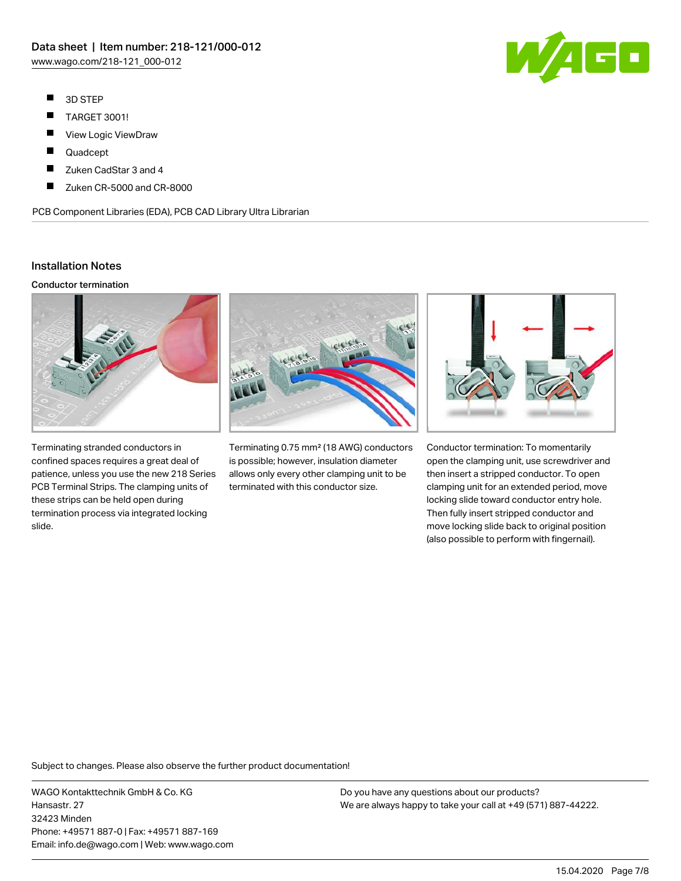- 3D STEP
- TARGET 3001!
- View Logic ViewDraw
- Quadcept
- Zuken CadStar 3 and 4
- Zuken CR-5000 and CR-8000

PCB Component Libraries (EDA), PCB CAD Library Ultra Librarian

## Installation Notes

### Conductor termination

Terminating stranded conductors in confined spaces requires a great deal of patience, unless you use the new 218 Series PCB Terminal Strips. The clamping units of these strips can be held open during termination process via integrated locking slide.

Terminating 0.75 mm² (18 AWG) conductors is possible; however, insulation diameter allows only every other clamping unit to be terminated with this conductor size.

Conductor termination: To momentarily open the clamping unit, use screwdriver and then insert a stripped conductor. To open clamping unit for an extended period, move locking slide toward conductor entry hole. Then fully insert stripped conductor and move locking slide back to original position (also possible to perform with fingernail).

Subject to changes. Please also observe the further product documentation!

WAGO Kontakttechnik GmbH & Co. KG
Hansastr. 27
32423 Minden
Phone: +49571 887-0 | Fax: +49571 887-169
Email: info.de@wago.com | Web: www.wago.com

Do you have any questions about our products?
We are always happy to take your call at +49 (571) 887-44222.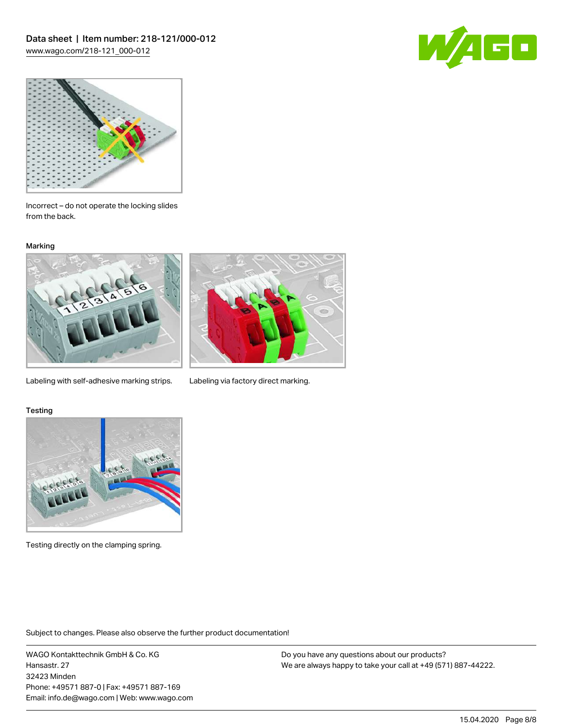Incorrect – do not operate the locking slides from the back.

## Marking

Labeling with self-adhesive marking strips.

Labeling via factory direct marking.

## Testing

Testing directly on the clamping spring.

Subject to changes. Please also observe the further product documentation!

WAGO Kontakttechnik GmbH & Co. KG
Hansastr. 27
32423 Minden
Phone: +49571 887-0 | Fax: +49571 887-169
Email: info.de@wago.com | Web: www.wago.com

Do you have any questions about our products?
We are always happy to take your call at +49 (571) 887-44222.